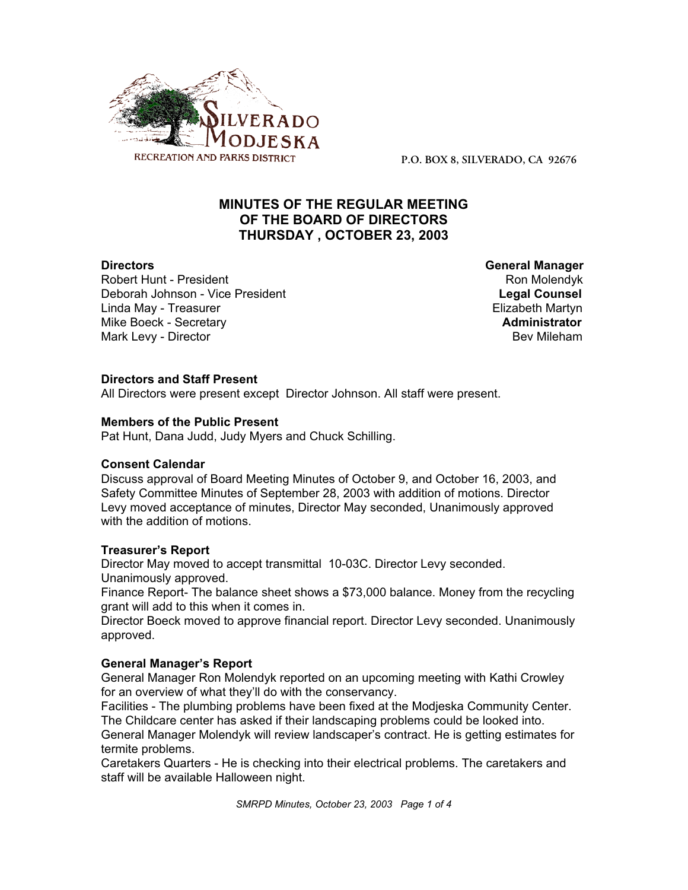SILVERADO MODJESKA
RECREATION AND PARKS DISTRICT

P.O. BOX 8, SILVERADO, CA 92676

# MINUTES OF THE REGULAR MEETING OF THE BOARD OF DIRECTORS THURSDAY , OCTOBER 23, 2003

**Directors**
Robert Hunt - President
Deborah Johnson - Vice President
Linda May - Treasurer
Mike Boeck - Secretary
Mark Levy - Director

**General Manager**
Ron Molendyk
**Legal Counsel**
Elizabeth Martyn
**Administrator**
Bev Mileham

**Directors and Staff Present**
All Directors were present except Director Johnson. All staff were present.

**Members of the Public Present**
Pat Hunt, Dana Judd, Judy Myers and Chuck Schilling.

**Consent Calendar**
Discuss approval of Board Meeting Minutes of October 9, and October 16, 2003, and Safety Committee Minutes of September 28, 2003 with addition of motions. Director Levy moved acceptance of minutes, Director May seconded, Unanimously approved with the addition of motions.

**Treasurer's Report**
Director May moved to accept transmittal 10-03C. Director Levy seconded. Unanimously approved.
Finance Report- The balance sheet shows a $73,000 balance. Money from the recycling grant will add to this when it comes in.
Director Boeck moved to approve financial report. Director Levy seconded. Unanimously approved.

**General Manager's Report**
General Manager Ron Molendyk reported on an upcoming meeting with Kathi Crowley for an overview of what they'll do with the conservancy.
Facilities - The plumbing problems have been fixed at the Modjeska Community Center. The Childcare center has asked if their landscaping problems could be looked into. General Manager Molendyk will review landscaper's contract. He is getting estimates for termite problems.
Caretakers Quarters - He is checking into their electrical problems. The caretakers and staff will be available Halloween night.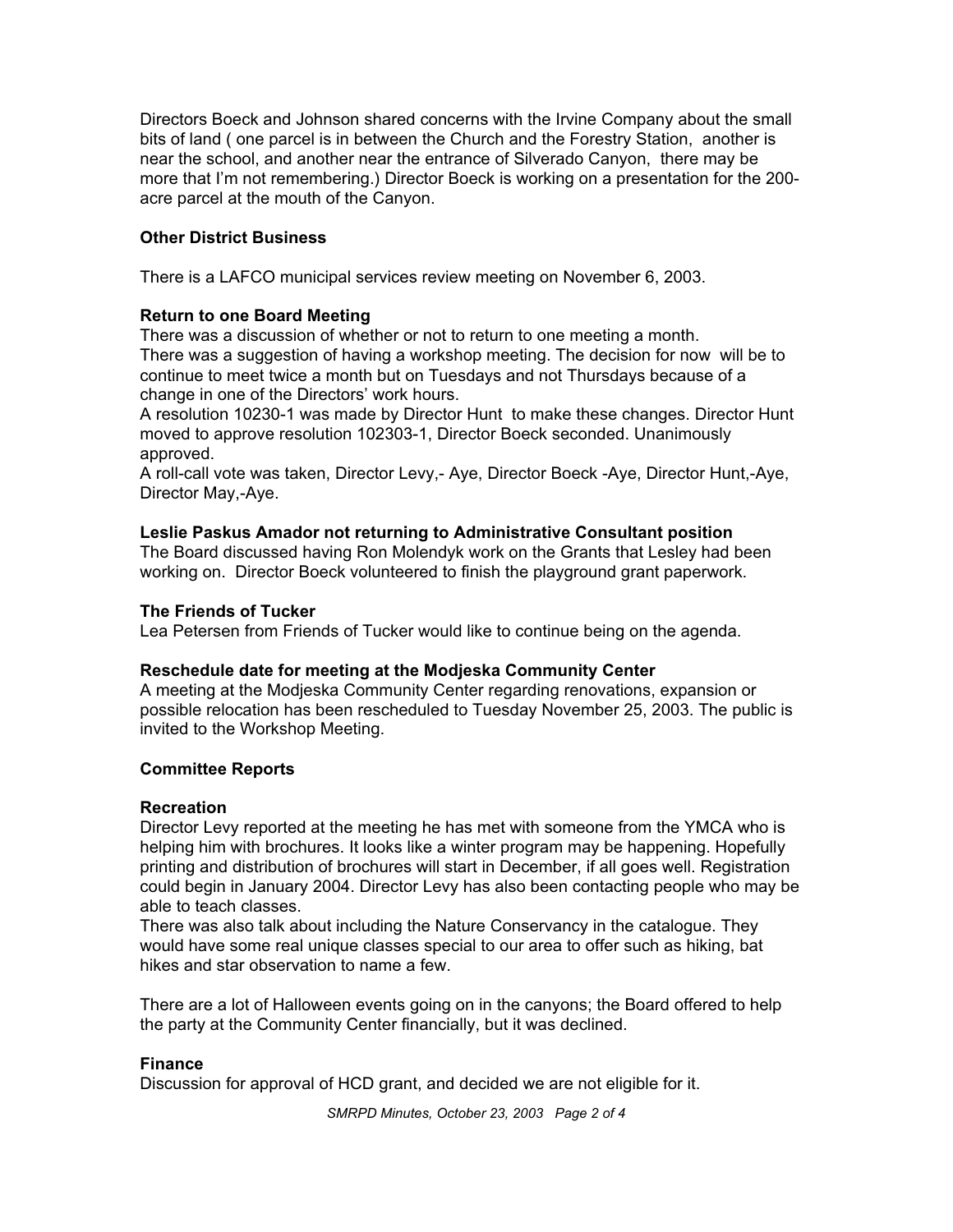Directors Boeck and Johnson shared concerns with the Irvine Company about the small bits of land ( one parcel is in between the Church and the Forestry Station, another is near the school, and another near the entrance of Silverado Canyon, there may be more that I'm not remembering.) Director Boeck is working on a presentation for the 200-acre parcel at the mouth of the Canyon.

**Other District Business**

There is a LAFCO municipal services review meeting on November 6, 2003.

**Return to one Board Meeting**

There was a discussion of whether or not to return to one meeting a month.
There was a suggestion of having a workshop meeting. The decision for now will be to continue to meet twice a month but on Tuesdays and not Thursdays because of a change in one of the Directors' work hours.
A resolution 10230-1 was made by Director Hunt to make these changes. Director Hunt moved to approve resolution 102303-1, Director Boeck seconded. Unanimously approved.
A roll-call vote was taken, Director Levy,- Aye, Director Boeck -Aye, Director Hunt,-Aye, Director May,-Aye.

**Leslie Paskus Amador not returning to Administrative Consultant position**

The Board discussed having Ron Molendyk work on the Grants that Lesley had been working on. Director Boeck volunteered to finish the playground grant paperwork.

**The Friends of Tucker**

Lea Petersen from Friends of Tucker would like to continue being on the agenda.

**Reschedule date for meeting at the Modjeska Community Center**

A meeting at the Modjeska Community Center regarding renovations, expansion or possible relocation has been rescheduled to Tuesday November 25, 2003. The public is invited to the Workshop Meeting.

**Committee Reports**

**Recreation**

Director Levy reported at the meeting he has met with someone from the YMCA who is helping him with brochures. It looks like a winter program may be happening. Hopefully printing and distribution of brochures will start in December, if all goes well. Registration could begin in January 2004. Director Levy has also been contacting people who may be able to teach classes.
There was also talk about including the Nature Conservancy in the catalogue. They would have some real unique classes special to our area to offer such as hiking, bat hikes and star observation to name a few.

There are a lot of Halloween events going on in the canyons; the Board offered to help the party at the Community Center financially, but it was declined.

**Finance**

Discussion for approval of HCD grant, and decided we are not eligible for it.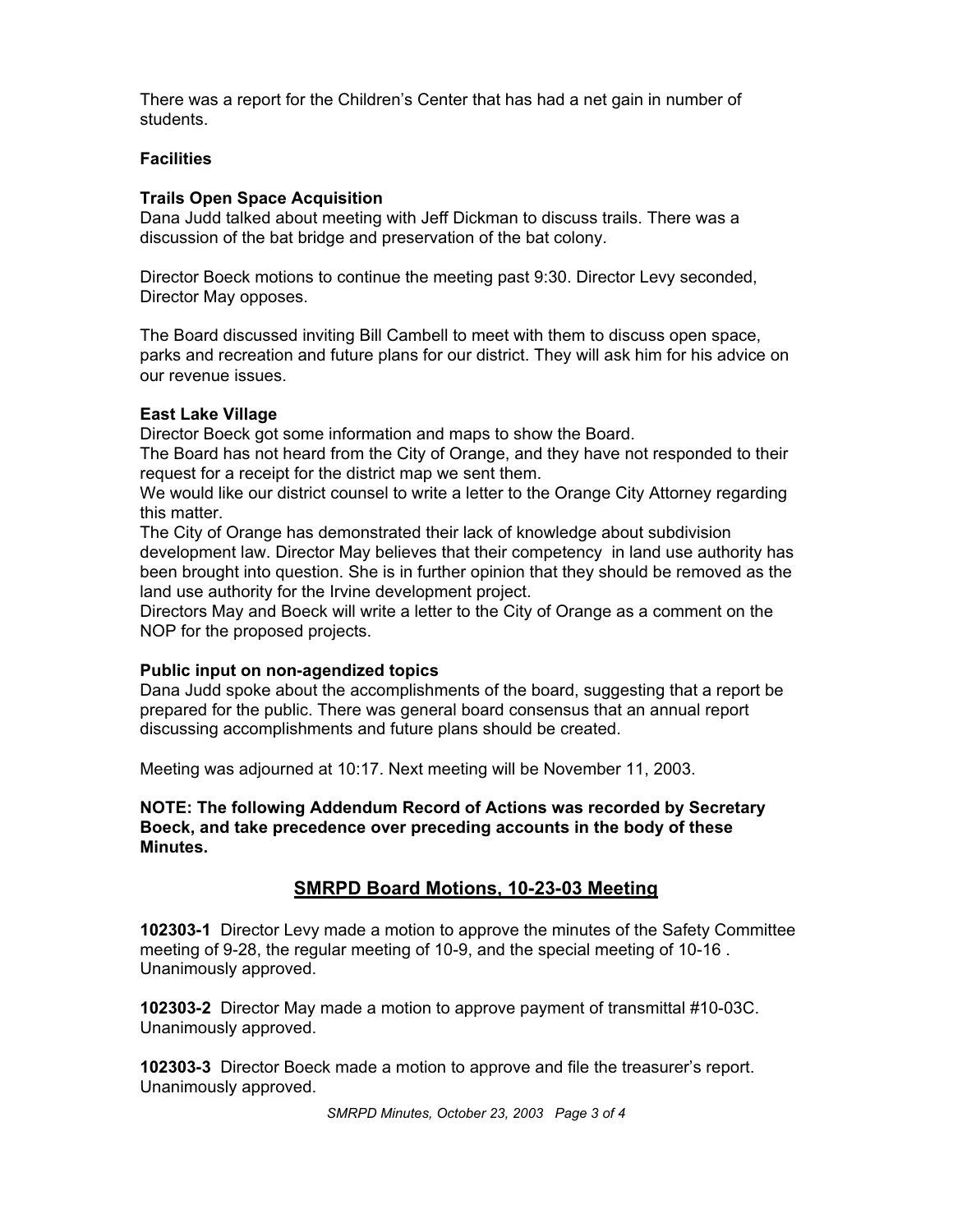There was a report for the Children's Center that has had a net gain in number of students.

**Facilities**

**Trails Open Space Acquisition**
Dana Judd talked about meeting with Jeff Dickman to discuss trails. There was a discussion of the bat bridge and preservation of the bat colony.

Director Boeck motions to continue the meeting past 9:30. Director Levy seconded, Director May opposes.

The Board discussed inviting Bill Cambell to meet with them to discuss open space, parks and recreation and future plans for our district. They will ask him for his advice on our revenue issues.

**East Lake Village**
Director Boeck got some information and maps to show the Board.
The Board has not heard from the City of Orange, and they have not responded to their request for a receipt for the district map we sent them.
We would like our district counsel to write a letter to the Orange City Attorney regarding this matter.
The City of Orange has demonstrated their lack of knowledge about subdivision development law. Director May believes that their competency in land use authority has been brought into question. She is in further opinion that they should be removed as the land use authority for the Irvine development project.
Directors May and Boeck will write a letter to the City of Orange as a comment on the NOP for the proposed projects.

**Public input on non-agendized topics**
Dana Judd spoke about the accomplishments of the board, suggesting that a report be prepared for the public. There was general board consensus that an annual report discussing accomplishments and future plans should be created.

Meeting was adjourned at 10:17. Next meeting will be November 11, 2003.

**NOTE: The following Addendum Record of Actions was recorded by Secretary Boeck, and take precedence over preceding accounts in the body of these Minutes.**

## SMRPD Board Motions, 10-23-03 Meeting

**102303-1** Director Levy made a motion to approve the minutes of the Safety Committee meeting of 9-28, the regular meeting of 10-9, and the special meeting of 10-16 . Unanimously approved.

**102303-2** Director May made a motion to approve payment of transmittal #10-03C. Unanimously approved.

**102303-3** Director Boeck made a motion to approve and file the treasurer's report. Unanimously approved.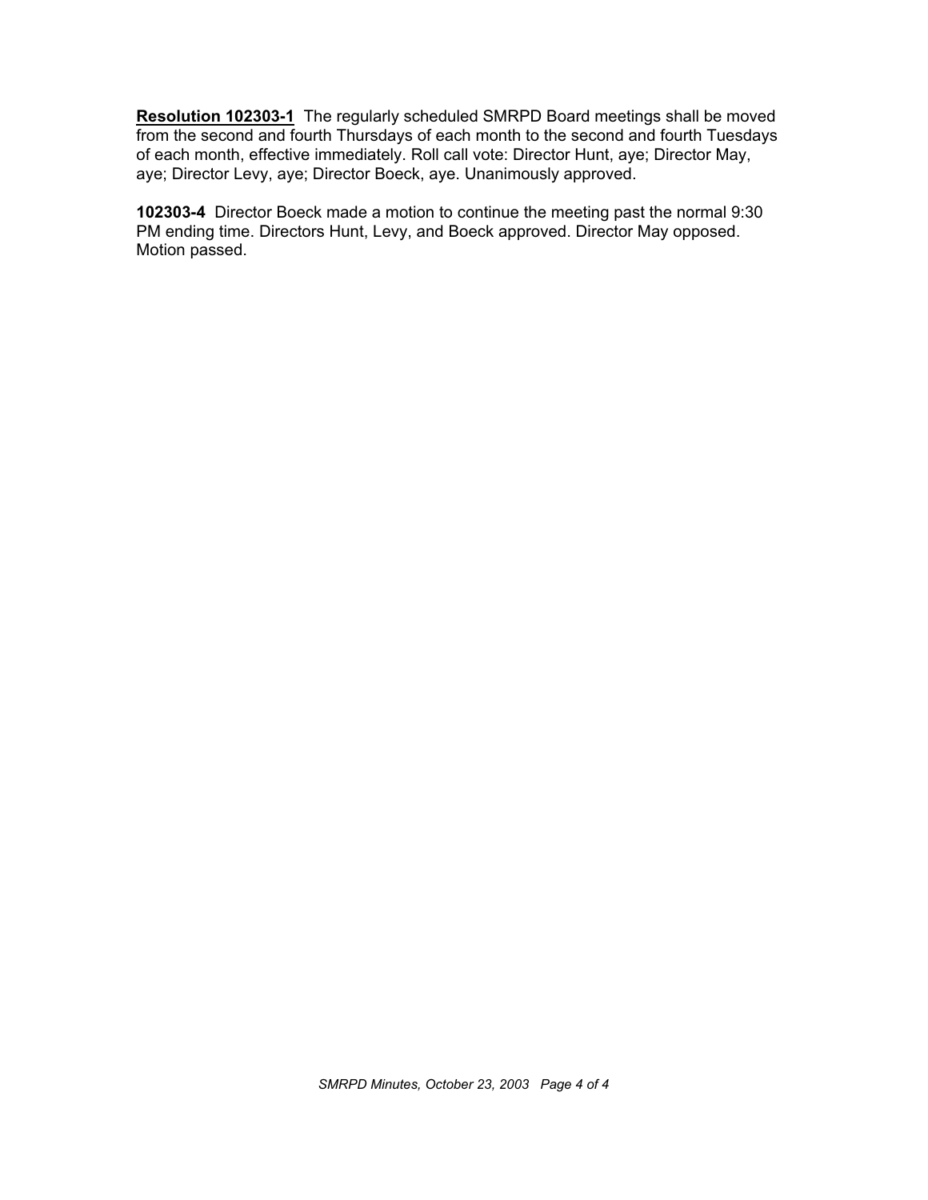**<u>Resolution 102303-1</u>** The regularly scheduled SMRPD Board meetings shall be moved from the second and fourth Thursdays of each month to the second and fourth Tuesdays of each month, effective immediately. Roll call vote: Director Hunt, aye; Director May, aye; Director Levy, aye; Director Boeck, aye. Unanimously approved.

**102303-4** Director Boeck made a motion to continue the meeting past the normal 9:30 PM ending time. Directors Hunt, Levy, and Boeck approved. Director May opposed. Motion passed.